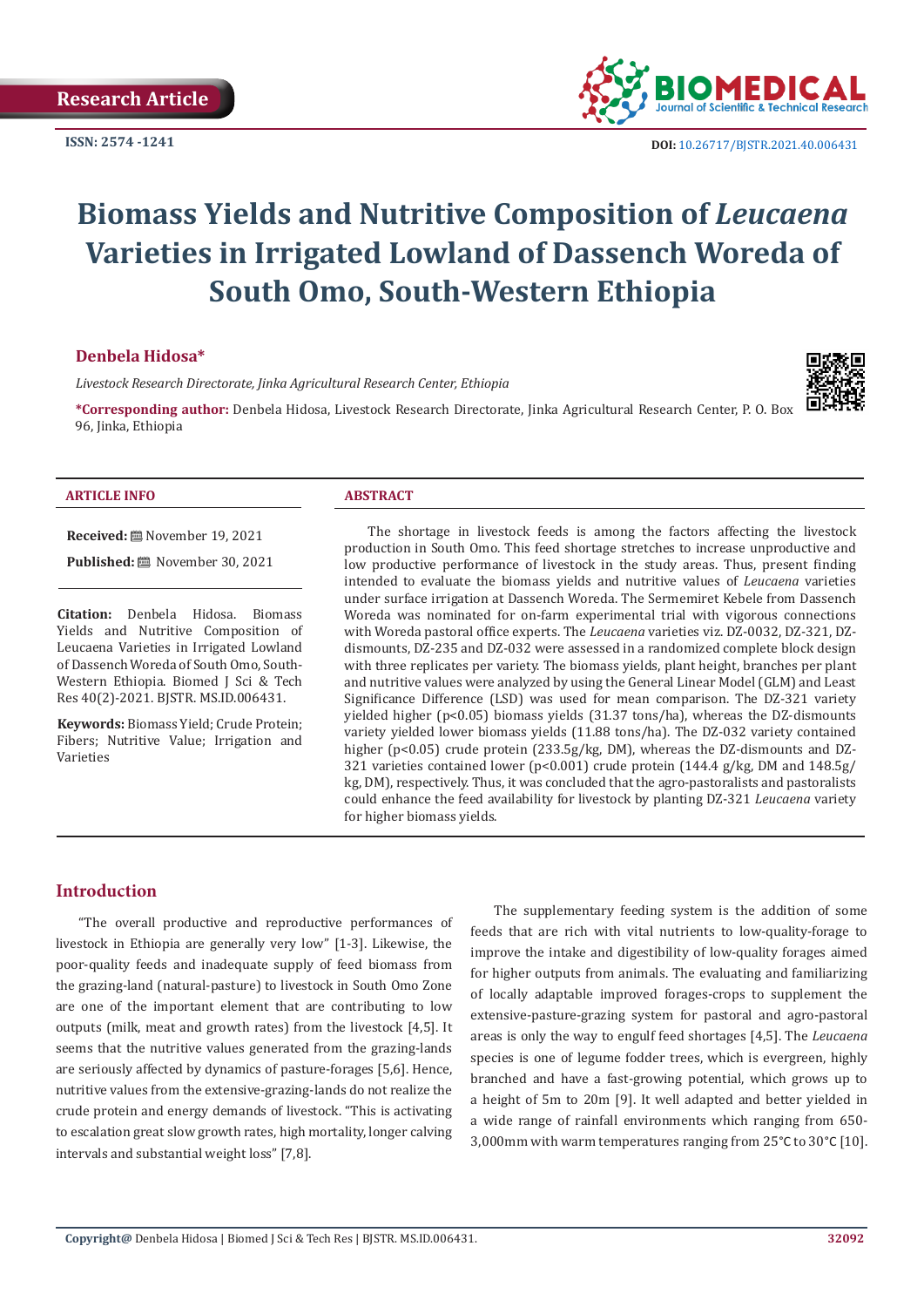Research Article

ISSN: 2574 -1241

DOI: 10.26717/BJSTR.2021.40.006431

# Biomass Yields and Nutritive Composition of *Leucaena* Varieties in Irrigated Lowland of Dassench Woreda of South Omo, South-Western Ethiopia

**Denbela Hidosa***

*Livestock Research Directorate, Jinka Agricultural Research Center, Ethiopia*

**\*Corresponding author:** Denbela Hidosa, Livestock Research Directorate, Jinka Agricultural Research Center, P. O. Box 96, Jinka, Ethiopia

### ARTICLE INFO

**Received:** November 19, 2021

**Published:** November 30, 2021

**Citation:** Denbela Hidosa. Biomass Yields and Nutritive Composition of Leucaena Varieties in Irrigated Lowland of Dassench Woreda of South Omo, South-Western Ethiopia. Biomed J Sci & Tech Res 40(2)-2021. BJSTR. MS.ID.006431.

**Keywords:** Biomass Yield; Crude Protein; Fibers; Nutritive Value; Irrigation and Varieties

### ABSTRACT

The shortage in livestock feeds is among the factors affecting the livestock production in South Omo. This feed shortage stretches to increase unproductive and low productive performance of livestock in the study areas. Thus, present finding intended to evaluate the biomass yields and nutritive values of *Leucaena* varieties under surface irrigation at Dassench Woreda. The Sermemiret Kebele from Dassench Woreda was nominated for on-farm experimental trial with vigorous connections with Woreda pastoral office experts. The *Leucaena* varieties viz. DZ-0032, DZ-321, DZ-dismounts, DZ-235 and DZ-032 were assessed in a randomized complete block design with three replicates per variety. The biomass yields, plant height, branches per plant and nutritive values were analyzed by using the General Linear Model (GLM) and Least Significance Difference (LSD) was used for mean comparison. The DZ-321 variety yielded higher ($p<0.05$) biomass yields (31.37 tons/ha), whereas the DZ-dismounts variety yielded lower biomass yields (11.88 tons/ha). The DZ-032 variety contained higher ($p<0.05$) crude protein (233.5g/kg, DM), whereas the DZ-dismounts and DZ-321 varieties contained lower ($p<0.001$) crude protein (144.4 g/kg, DM and 148.5g/kg, DM), respectively. Thus, it was concluded that the agro-pastoralists and pastoralists could enhance the feed availability for livestock by planting DZ-321 *Leucaena* variety for higher biomass yields.

## Introduction

"The overall productive and reproductive performances of livestock in Ethiopia are generally very low" [1-3]. Likewise, the poor-quality feeds and inadequate supply of feed biomass from the grazing-land (natural-pasture) to livestock in South Omo Zone are one of the important element that are contributing to low outputs (milk, meat and growth rates) from the livestock [4,5]. It seems that the nutritive values generated from the grazing-lands are seriously affected by dynamics of pasture-forages [5,6]. Hence, nutritive values from the extensive-grazing-lands do not realize the crude protein and energy demands of livestock. "This is activating to escalation great slow growth rates, high mortality, longer calving intervals and substantial weight loss" [7,8].

The supplementary feeding system is the addition of some feeds that are rich with vital nutrients to low-quality-forage to improve the intake and digestibility of low-quality forages aimed for higher outputs from animals. The evaluating and familiarizing of locally adaptable improved forages-crops to supplement the extensive-pasture-grazing system for pastoral and agro-pastoral areas is only the way to engulf feed shortages [4,5]. The *Leucaena* species is one of legume fodder trees, which is evergreen, highly branched and have a fast-growing potential, which grows up to a height of 5m to 20m [9]. It well adapted and better yielded in a wide range of rainfall environments which ranging from 650-3,000mm with warm temperatures ranging from 25°C to 30°C [10].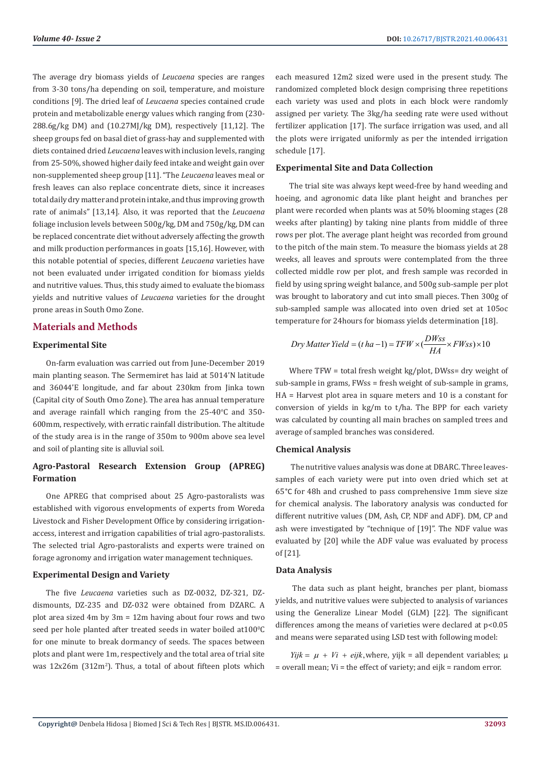The average dry biomass yields of *Leucaena* species are ranges from 3-30 tons/ha depending on soil, temperature, and moisture conditions [9]. The dried leaf of *Leucaena* species contained crude protein and metabolizable energy values which ranging from (230-288.6g/kg DM) and (10.27MJ/kg DM), respectively [11,12]. The sheep groups fed on basal diet of grass-hay and supplemented with diets contained dried *Leucaena* leaves with inclusion levels, ranging from 25-50%, showed higher daily feed intake and weight gain over non-supplemented sheep group [11]. "The *Leucaena* leaves meal or fresh leaves can also replace concentrate diets, since it increases total daily dry matter and protein intake, and thus improving growth rate of animals" [13,14]. Also, it was reported that the *Leucaena* foliage inclusion levels between 500g/kg, DM and 750g/kg, DM can be replaced concentrate diet without adversely affecting the growth and milk production performances in goats [15,16]. However, with this notable potential of species, different *Leucaena* varieties have not been evaluated under irrigated condition for biomass yields and nutritive values. Thus, this study aimed to evaluate the biomass yields and nutritive values of *Leucaena* varieties for the drought prone areas in South Omo Zone.

## Materials and Methods

### Experimental Site

On-farm evaluation was carried out from June-December 2019 main planting season. The Sermemiret has laid at 5014'N latitude and 36044'E longitude, and far about 230km from Jinka town (Capital city of South Omo Zone). The area has annual temperature and average rainfall which ranging from the 25-40°C and 350-600mm, respectively, with erratic rainfall distribution. The altitude of the study area is in the range of 350m to 900m above sea level and soil of planting site is alluvial soil.

### Agro-Pastoral Research Extension Group (APREG) Formation

One APREG that comprised about 25 Agro-pastoralists was established with vigorous envelopments of experts from Woreda Livestock and Fisher Development Office by considering irrigation-access, interest and irrigation capabilities of trial agro-pastoralists. The selected trial Agro-pastoralists and experts were trained on forage agronomy and irrigation water management techniques.

### Experimental Design and Variety

The five *Leucaena* varieties such as DZ-0032, DZ-321, DZ-dismounts, DZ-235 and DZ-032 were obtained from DZARC. A plot area sized 4m by 3m = 12m having about four rows and two seed per hole planted after treated seeds in water boiled at100°C for one minute to break dormancy of seeds. The spaces between plots and plant were 1m, respectively and the total area of trial site was 12x26m (312m²). Thus, a total of about fifteen plots which each measured 12m2 sized were used in the present study. The randomized completed block design comprising three repetitions each variety was used and plots in each block were randomly assigned per variety. The 3kg/ha seeding rate were used without fertilizer application [17]. The surface irrigation was used, and all the plots were irrigated uniformly as per the intended irrigation schedule [17].

### Experimental Site and Data Collection

The trial site was always kept weed-free by hand weeding and hoeing, and agronomic data like plant height and branches per plant were recorded when plants was at 50% blooming stages (28 weeks after planting) by taking nine plants from middle of three rows per plot. The average plant height was recorded from ground to the pitch of the main stem. To measure the biomass yields at 28 weeks, all leaves and sprouts were contemplated from the three collected middle row per plot, and fresh sample was recorded in field by using spring weight balance, and 500g sub-sample per plot was brought to laboratory and cut into small pieces. Then 300g of sub-sampled sample was allocated into oven dried set at 105oc temperature for 24hours for biomass yields determination [18].

$$Dry\ Matter\ Yield = (t\ ha-1) = TFW \times (\frac{DWss}{HA} \times FWss) \times 10$$

Where TFW = total fresh weight kg/plot, DWss= dry weight of sub-sample in grams, FWss = fresh weight of sub-sample in grams, HA = Harvest plot area in square meters and 10 is a constant for conversion of yields in kg/m to t/ha. The BPP for each variety was calculated by counting all main braches on sampled trees and average of sampled branches was considered.

### Chemical Analysis

The nutritive values analysis was done at DBARC. Three leaves-samples of each variety were put into oven dried which set at 65°C for 48h and crushed to pass comprehensive 1mm sieve size for chemical analysis. The laboratory analysis was conducted for different nutritive values (DM, Ash, CP, NDF and ADF). DM, CP and ash were investigated by "technique of [19]". The NDF value was evaluated by [20] while the ADF value was evaluated by process of [21].

### Data Analysis

The data such as plant height, branches per plant, biomass yields, and nutritive values were subjected to analysis of variances using the Generalize Linear Model (GLM) [22]. The significant differences among the means of varieties were declared at $p<0.05$ and means were separated using LSD test with following model:

$Yijk = \mu + Vi + eijk$, where, yijk = all dependent variables; μ = overall mean; Vi = the effect of variety; and eijk = random error.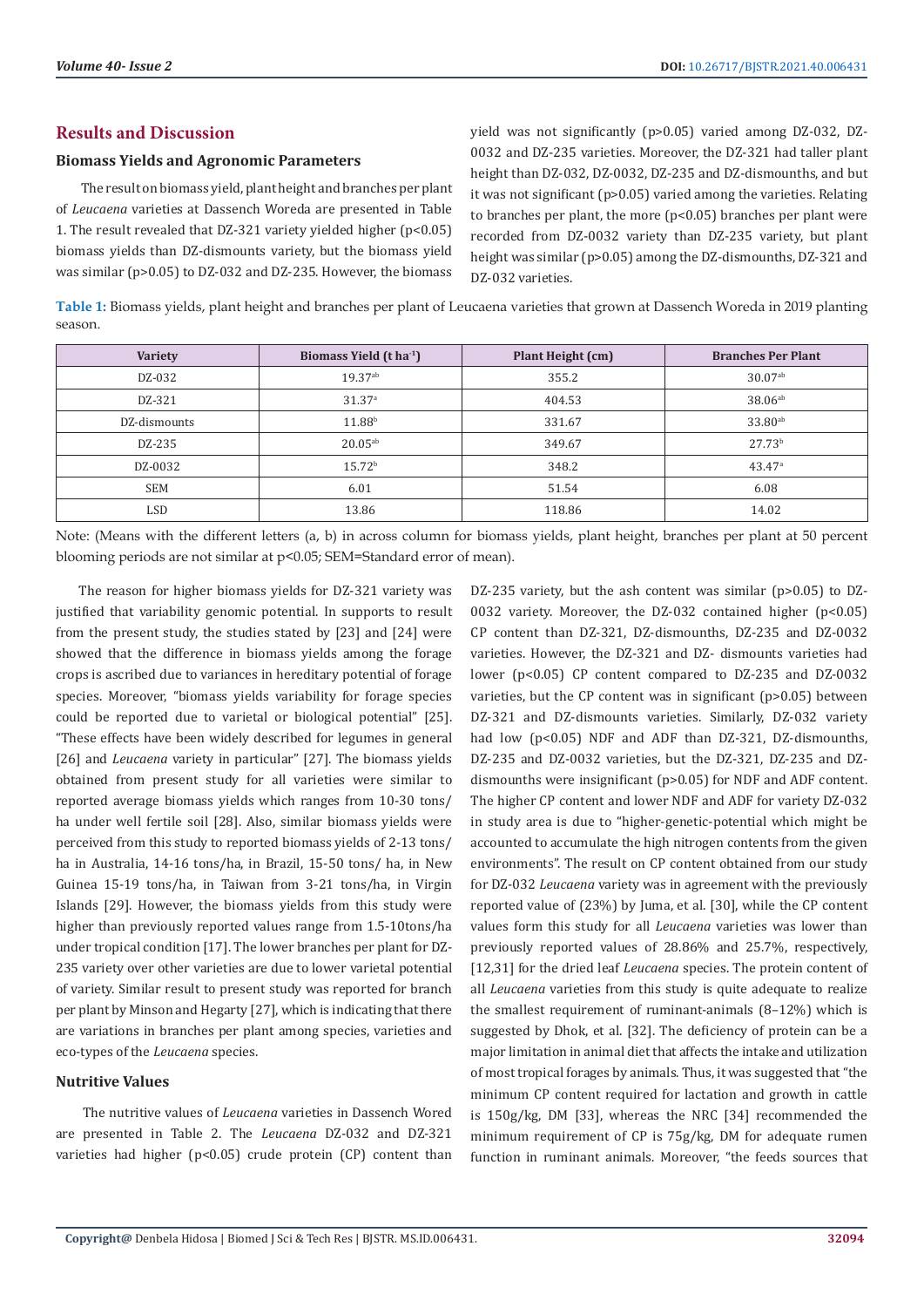## Results and Discussion

### Biomass Yields and Agronomic Parameters

The result on biomass yield, plant height and branches per plant of *Leucaena* varieties at Dassench Woreda are presented in Table 1. The result revealed that DZ-321 variety yielded higher ($p<0.05$) biomass yields than DZ-dismounts variety, but the biomass yield was similar ($p>0.05$) to DZ-032 and DZ-235. However, the biomass yield was not significantly ($p>0.05$) varied among DZ-032, DZ-0032 and DZ-235 varieties. Moreover, the DZ-321 had taller plant height than DZ-032, DZ-0032, DZ-235 and DZ-dismounths, and but it was not significant ($p>0.05$) varied among the varieties. Relating to branches per plant, the more ($p<0.05$) branches per plant were recorded from DZ-0032 variety than DZ-235 variety, but plant height was similar ($p>0.05$) among the DZ-dismounths, DZ-321 and DZ-032 varieties.

**Table 1:** Biomass yields, plant height and branches per plant of Leucaena varieties that grown at Dassench Woreda in 2019 planting season.

| Variety | Biomass Yield (t $ha^{-1}$) | Plant Height (cm) | Branches Per Plant |
|---|---|---|---|
| DZ-032 | $19.37^{ab}$ | 355.2 | $30.07^{ab}$ |
| DZ-321 | $31.37^{a}$ | 404.53 | $38.06^{ab}$ |
| DZ-dismounts | $11.88^{b}$ | 331.67 | $33.80^{ab}$ |
| DZ-235 | $20.05^{ab}$ | 349.67 | $27.73^{b}$ |
| DZ-0032 | $15.72^{b}$ | 348.2 | $43.47^{a}$ |
| SEM | 6.01 | 51.54 | 6.08 |
| LSD | 13.86 | 118.86 | 14.02 |

Note: (Means with the different letters (a, b) in across column for biomass yields, plant height, branches per plant at 50 percent blooming periods are not similar at $p<0.05$; SEM=Standard error of mean).

The reason for higher biomass yields for DZ-321 variety was justified that variability genomic potential. In supports to result from the present study, the studies stated by [23] and [24] were showed that the difference in biomass yields among the forage crops is ascribed due to variances in hereditary potential of forage species. Moreover, "biomass yields variability for forage species could be reported due to varietal or biological potential" [25]. "These effects have been widely described for legumes in general [26] and *Leucaena* variety in particular" [27]. The biomass yields obtained from present study for all varieties were similar to reported average biomass yields which ranges from 10-30 tons/ha under well fertile soil [28]. Also, similar biomass yields were perceived from this study to reported biomass yields of 2-13 tons/ha in Australia, 14-16 tons/ha, in Brazil, 15-50 tons/ ha, in New Guinea 15-19 tons/ha, in Taiwan from 3-21 tons/ha, in Virgin Islands [29]. However, the biomass yields from this study were higher than previously reported values range from 1.5-10tons/ha under tropical condition [17]. The lower branches per plant for DZ-235 variety over other varieties are due to lower varietal potential of variety. Similar result to present study was reported for branch per plant by Minson and Hegarty [27], which is indicating that there are variations in branches per plant among species, varieties and eco-types of the *Leucaena* species.

### Nutritive Values

The nutritive values of *Leucaena* varieties in Dassench Wored are presented in Table 2. The *Leucaena* DZ-032 and DZ-321 varieties had higher ($p<0.05$) crude protein (CP) content than DZ-235 variety, but the ash content was similar ($p>0.05$) to DZ-0032 variety. Moreover, the DZ-032 contained higher ($p<0.05$) CP content than DZ-321, DZ-dismounths, DZ-235 and DZ-0032 varieties. However, the DZ-321 and DZ- dismounts varieties had lower ($p<0.05$) CP content compared to DZ-235 and DZ-0032 varieties, but the CP content was in significant ($p>0.05$) between DZ-321 and DZ-dismounts varieties. Similarly, DZ-032 variety had low ($p<0.05$) NDF and ADF than DZ-321, DZ-dismounths, DZ-235 and DZ-0032 varieties, but the DZ-321, DZ-235 and DZ-dismounths were insignificant ($p>0.05$) for NDF and ADF content. The higher CP content and lower NDF and ADF for variety DZ-032 in study area is due to "higher-genetic-potential which might be accounted to accumulate the high nitrogen contents from the given environments". The result on CP content obtained from our study for DZ-032 *Leucaena* variety was in agreement with the previously reported value of (23%) by Juma, et al. [30], while the CP content values form this study for all *Leucaena* varieties was lower than previously reported values of 28.86% and 25.7%, respectively, [12,31] for the dried leaf *Leucaena* species. The protein content of all *Leucaena* varieties from this study is quite adequate to realize the smallest requirement of ruminant-animals (8–12%) which is suggested by Dhok, et al. [32]. The deficiency of protein can be a major limitation in animal diet that affects the intake and utilization of most tropical forages by animals. Thus, it was suggested that "the minimum CP content required for lactation and growth in cattle is 150g/kg, DM [33], whereas the NRC [34] recommended the minimum requirement of CP is 75g/kg, DM for adequate rumen function in ruminant animals. Moreover, "the feeds sources that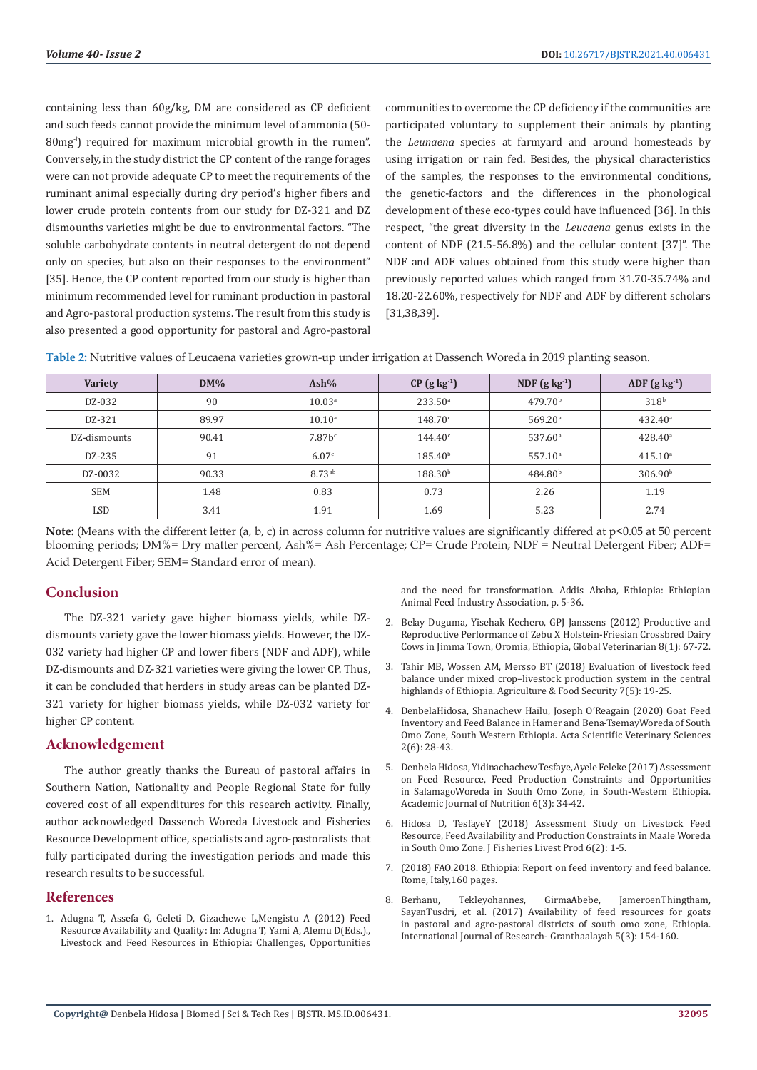containing less than 60g/kg, DM are considered as CP deficient and such feeds cannot provide the minimum level of ammonia (50-80mg[-1]) required for maximum microbial growth in the rumen". Conversely, in the study district the CP content of the range forages were can not provide adequate CP to meet the requirements of the ruminant animal especially during dry period's higher fibers and lower crude protein contents from our study for DZ-321 and DZ dismounths varieties might be due to environmental factors. "The soluble carbohydrate contents in neutral detergent do not depend only on species, but also on their responses to the environment" [35]. Hence, the CP content reported from our study is higher than minimum recommended level for ruminant production in pastoral and Agro-pastoral production systems. The result from this study is also presented a good opportunity for pastoral and Agro-pastoral communities to overcome the CP deficiency if the communities are participated voluntary to supplement their animals by planting the *Leunaena* species at farmyard and around homesteads by using irrigation or rain fed. Besides, the physical characteristics of the samples, the responses to the environmental conditions, the genetic-factors and the differences in the phonological development of these eco-types could have influenced [36]. In this respect, "the great diversity in the *Leucaena* genus exists in the content of NDF (21.5-56.8%) and the cellular content [37]". The NDF and ADF values obtained from this study were higher than previously reported values which ranged from 31.70-35.74% and 18.20-22.60%, respectively for NDF and ADF by different scholars [31,38,39].

**Table 2:** Nutritive values of Leucaena varieties grown-up under irrigation at Dassench Woreda in 2019 planting season.

| Variety | DM% | Ash% | CP (g kg$^{-1}$) | NDF (g kg$^{-1}$) | ADF (g kg$^{-1}$) |
|---|---|---|---|---|---|
| DZ-032 | 90 | 10.03$^{a}$ | 233.50$^{a}$ | 479.70$^{b}$ | 318$^{b}$ |
| DZ-321 | 89.97 | 10.10$^{a}$ | 148.70$^{c}$ | 569.20$^{a}$ | 432.40$^{a}$ |
| DZ-dismounts | 90.41 | 7.87b$^{c}$ | 144.40$^{c}$ | 537.60$^{a}$ | 428.40$^{a}$ |
| DZ-235 | 91 | 6.07$^{c}$ | 185.40$^{b}$ | 557.10$^{a}$ | 415.10$^{a}$ |
| DZ-0032 | 90.33 | 8.73$^{ab}$ | 188.30$^{b}$ | 484.80$^{b}$ | 306.90$^{b}$ |
| SEM | 1.48 | 0.83 | 0.73 | 2.26 | 1.19 |
| LSD | 3.41 | 1.91 | 1.69 | 5.23 | 2.74 |

**Note:** (Means with the different letter (a, b, c) in across column for nutritive values are significantly differed at $p<0.05$ at 50 percent blooming periods; DM%= Dry matter percent, Ash%= Ash Percentage; CP= Crude Protein; NDF = Neutral Detergent Fiber; ADF= Acid Detergent Fiber; SEM= Standard error of mean).

## Conclusion

The DZ-321 variety gave higher biomass yields, while DZ-dismounts variety gave the lower biomass yields. However, the DZ-032 variety had higher CP and lower fibers (NDF and ADF), while DZ-dismounts and DZ-321 varieties were giving the lower CP. Thus, it can be concluded that herders in study areas can be planted DZ-321 variety for higher biomass yields, while DZ-032 variety for higher CP content.

## Acknowledgement

The author greatly thanks the Bureau of pastoral affairs in Southern Nation, Nationality and People Regional State for fully covered cost of all expenditures for this research activity. Finally, author acknowledged Dassench Woreda Livestock and Fisheries Resource Development office, specialists and agro-pastoralists that fully participated during the investigation periods and made this research results to be successful.

## References

1. Adugna T, Assefa G, Geleti D, Gizachewe L,Mengistu A (2012) Feed Resource Availability and Quality: In: Adugna T, Yami A, Alemu D(Eds.), Livestock and Feed Resources in Ethiopia: Challenges, Opportunities and the need for transformation. Addis Ababa, Ethiopia: Ethiopian Animal Feed Industry Association, p. 5-36.
2. Belay Duguma, Yisehak Kechero, GPJ Janssens (2012) Productive and Reproductive Performance of Zebu X Holstein-Friesian Crossbred Dairy Cows in Jimma Town, Oromia, Ethiopia, Global Veterinarian 8(1): 67-72.
3. Tahir MB, Wossen AM, Mersso BT (2018) Evaluation of livestock feed balance under mixed crop–livestock production system in the central highlands of Ethiopia. Agriculture & Food Security 7(5): 19-25.
4. DenbelaHidosa, Shanachew Hailu, Joseph O'Reagain (2020) Goat Feed Inventory and Feed Balance in Hamer and Bena-TsemayWoreda of South Omo Zone, South Western Ethiopia. Acta Scientific Veterinary Sciences 2(6): 28-43.
5. Denbela Hidosa, YidinachachewTesfaye,Ayele Feleke (2017) Assessment on Feed Resource, Feed Production Constraints and Opportunities in SalamagoWoreda in South Omo Zone, in South-Western Ethiopia. Academic Journal of Nutrition 6(3): 34-42.
6. Hidosa D, TesfayeY (2018) Assessment Study on Livestock Feed Resource, Feed Availability and Production Constraints in Maale Woreda in South Omo Zone. J Fisheries Livest Prod 6(2): 1-5.
7. (2018) FAO.2018. Ethiopia: Report on feed inventory and feed balance. Rome, Italy,160 pages.
8. Berhanu, Tekleyohannes, GirmaAbebe, JameroenThingtham, SayanTusdri, et al. (2017) Availability of feed resources for goats in pastoral and agro-pastoral districts of south omo zone, Ethiopia. International Journal of Research- Granthaalayah 5(3): 154-160.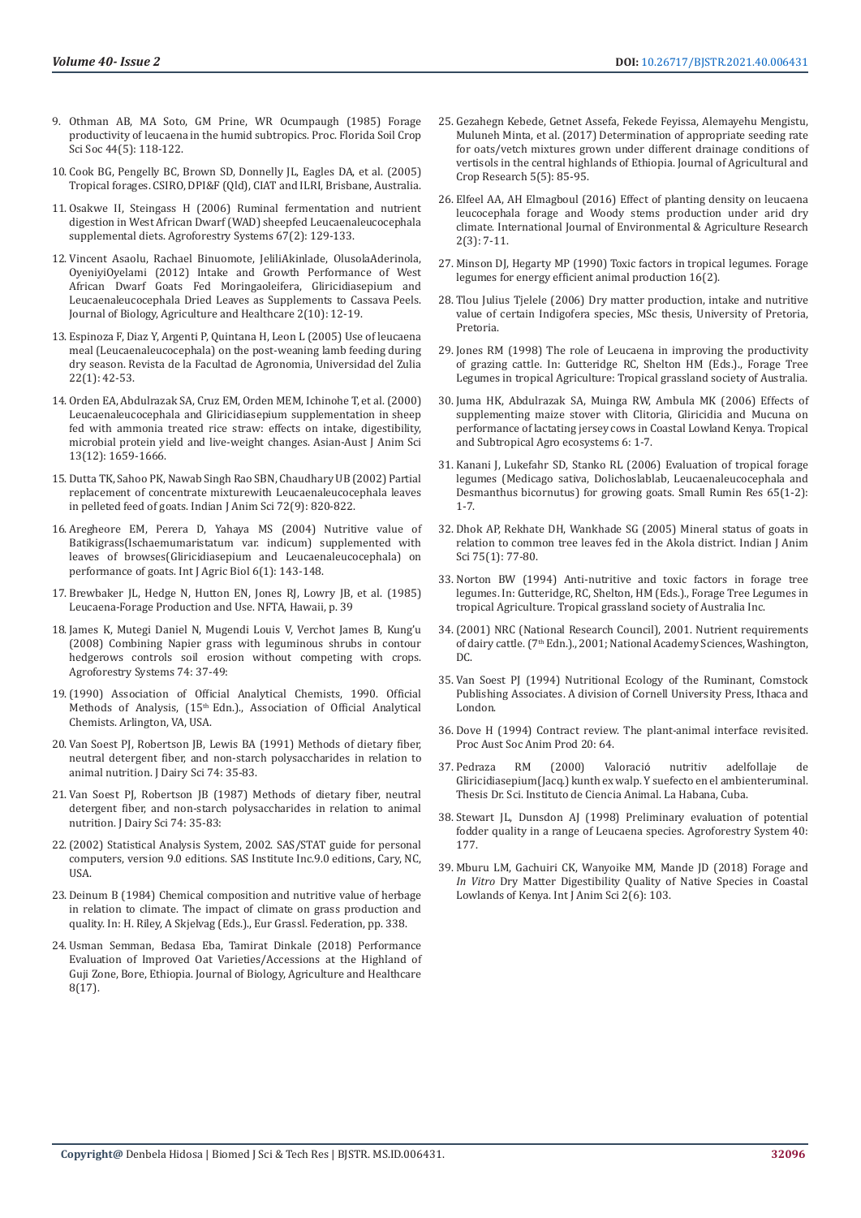9. Othman AB, MA Soto, GM Prine, WR Ocumpaugh (1985) Forage productivity of leucaena in the humid subtropics. Proc. Florida Soil Crop Sci Soc 44(5): 118-122.

10. Cook BG, Pengelly BC, Brown SD, Donnelly JL, Eagles DA, et al. (2005) Tropical forages. CSIRO, DPI&F (Qld), CIAT and ILRI, Brisbane, Australia.

11. Osakwe II, Steingass H (2006) Ruminal fermentation and nutrient digestion in West African Dwarf (WAD) sheepfed Leucaenaleucocephala supplemental diets. Agroforestry Systems 67(2): 129-133.

12. Vincent Asaolu, Rachael Binuomote, JeliliAkinlade, OlusolaAderinola, OyeniyiOyelami (2012) Intake and Growth Performance of West African Dwarf Goats Fed Moringaoleifera, Gliricidiasepium and Leucaenaleucocephala Dried Leaves as Supplements to Cassava Peels. Journal of Biology, Agriculture and Healthcare 2(10): 12-19.

13. Espinoza F, Diaz Y, Argenti P, Quintana H, Leon L (2005) Use of leucaena meal (Leucaenaleucocephala) on the post-weaning lamb feeding during dry season. Revista de la Facultad de Agronomia, Universidad del Zulia 22(1): 42-53.

14. Orden EA, Abdulrazak SA, Cruz EM, Orden MEM, Ichinohe T, et al. (2000) Leucaenaleucocephala and Gliricidiasepium supplementation in sheep fed with ammonia treated rice straw: effects on intake, digestibility, microbial protein yield and live-weight changes. Asian-Aust J Anim Sci 13(12): 1659-1666.

15. Dutta TK, Sahoo PK, Nawab Singh Rao SBN, Chaudhary UB (2002) Partial replacement of concentrate mixturewith Leucaenaleucocephala leaves in pelleted feed of goats. Indian J Anim Sci 72(9): 820-822.

16. Aregheore EM, Perera D, Yahaya MS (2004) Nutritive value of Batikigrass(Ischaemumaristatum var. indicum) supplemented with leaves of browses(Gliricidiasepium and Leucaenaleucocephala) on performance of goats. Int J Agric Biol 6(1): 143-148.

17. Brewbaker JL, Hedge N, Hutton EN, Jones RJ, Lowry JB, et al. (1985) Leucaena-Forage Production and Use. NFTA, Hawaii, p. 39

18. James K, Mutegi Daniel N, Mugendi Louis V, Verchot James B, Kung'u (2008) Combining Napier grass with leguminous shrubs in contour hedgerows controls soil erosion without competing with crops. Agroforestry Systems 74: 37-49:

19. (1990) Association of Official Analytical Chemists, 1990. Official Methods of Analysis, (15th Edn.)., Association of Official Analytical Chemists. Arlington, VA, USA.

20. Van Soest PJ, Robertson JB, Lewis BA (1991) Methods of dietary fiber, neutral detergent fiber, and non-starch polysaccharides in relation to animal nutrition. J Dairy Sci 74: 35-83.

21. Van Soest PJ, Robertson JB (1987) Methods of dietary fiber, neutral detergent fiber, and non-starch polysaccharides in relation to animal nutrition. J Dairy Sci 74: 35-83:

22. (2002) Statistical Analysis System, 2002. SAS/STAT guide for personal computers, version 9.0 editions. SAS Institute Inc.9.0 editions, Cary, NC, USA.

23. Deinum B (1984) Chemical composition and nutritive value of herbage in relation to climate. The impact of climate on grass production and quality. In: H. Riley, A Skjelvag (Eds.)., Eur Grassl. Federation, pp. 338.

24. Usman Semman, Bedasa Eba, Tamirat Dinkale (2018) Performance Evaluation of Improved Oat Varieties/Accessions at the Highland of Guji Zone, Bore, Ethiopia. Journal of Biology, Agriculture and Healthcare 8(17).

25. Gezahegn Kebede, Getnet Assefa, Fekede Feyissa, Alemayehu Mengistu, Muluneh Minta, et al. (2017) Determination of appropriate seeding rate for oats/vetch mixtures grown under different drainage conditions of vertisols in the central highlands of Ethiopia. Journal of Agricultural and Crop Research 5(5): 85-95.

26. Elfeel AA, AH Elmagboul (2016) Effect of planting density on leucaena leucocephala forage and Woody stems production under arid dry climate. International Journal of Environmental & Agriculture Research 2(3): 7-11.

27. Minson DJ, Hegarty MP (1990) Toxic factors in tropical legumes. Forage legumes for energy efficient animal production 16(2).

28. Tlou Julius Tjelele (2006) Dry matter production, intake and nutritive value of certain Indigofera species, MSc thesis, University of Pretoria, Pretoria.

29. Jones RM (1998) The role of Leucaena in improving the productivity of grazing cattle. In: Gutteridge RC, Shelton HM (Eds.)., Forage Tree Legumes in tropical Agriculture: Tropical grassland society of Australia.

30. Juma HK, Abdulrazak SA, Muinga RW, Ambula MK (2006) Effects of supplementing maize stover with Clitoria, Gliricidia and Mucuna on performance of lactating jersey cows in Coastal Lowland Kenya. Tropical and Subtropical Agro ecosystems 6: 1-7.

31. Kanani J, Lukefahr SD, Stanko RL (2006) Evaluation of tropical forage legumes (Medicago sativa, Dolichoslablab, Leucaenaleucocephala and Desmanthus bicornutus) for growing goats. Small Rumin Res 65(1-2): 1-7.

32. Dhok AP, Rekhate DH, Wankhade SG (2005) Mineral status of goats in relation to common tree leaves fed in the Akola district. Indian J Anim Sci 75(1): 77-80.

33. Norton BW (1994) Anti-nutritive and toxic factors in forage tree legumes. In: Gutteridge, RC, Shelton, HM (Eds.)., Forage Tree Legumes in tropical Agriculture. Tropical grassland society of Australia Inc.

34. (2001) NRC (National Research Council), 2001. Nutrient requirements of dairy cattle. (7th Edn.)., 2001; National Academy Sciences, Washington, DC.

35. Van Soest PJ (1994) Nutritional Ecology of the Ruminant, Comstock Publishing Associates. A division of Cornell University Press, Ithaca and London.

36. Dove H (1994) Contract review. The plant-animal interface revisited. Proc Aust Soc Anim Prod 20: 64.

37. Pedraza RM (2000) Valoració nutritiv adelfollaje de Gliricidiasepium(Jacq.) kunth ex walp. Y suefecto en el ambienteruminal. Thesis Dr. Sci. Instituto de Ciencia Animal. La Habana, Cuba.

38. Stewart JL, Dunsdon AJ (1998) Preliminary evaluation of potential fodder quality in a range of Leucaena species. Agroforestry System 40: 177.

39. Mburu LM, Gachuiri CK, Wanyoike MM, Mande JD (2018) Forage and *In Vitro* Dry Matter Digestibility Quality of Native Species in Coastal Lowlands of Kenya. Int J Anim Sci 2(6): 103.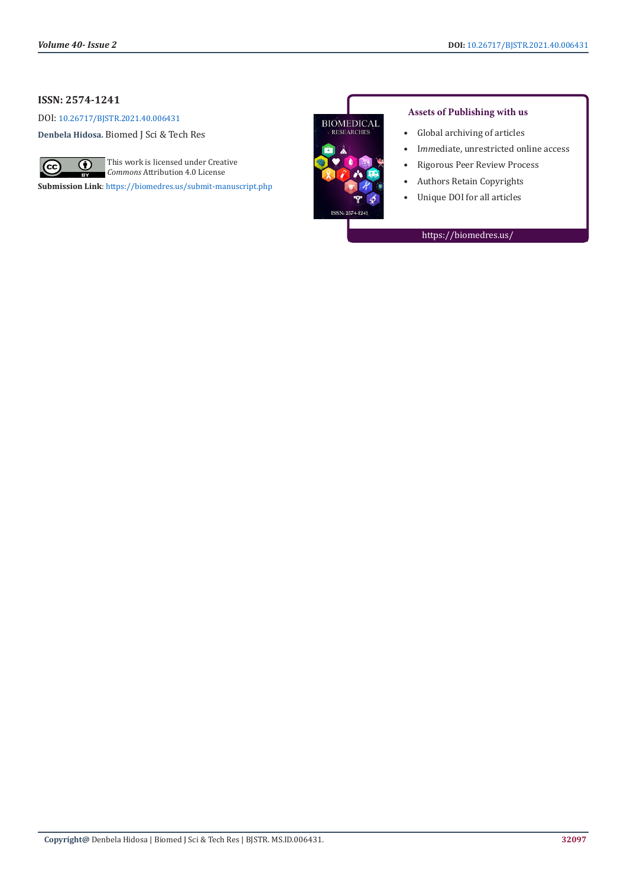**ISSN: 2574-1241**

DOI: 10.26717/BJSTR.2021.40.006431

**Denbela Hidosa.** Biomed J Sci & Tech Res

This work is licensed under Creative *Commons* Attribution 4.0 License

**Submission Link**: https://biomedres.us/submit-manuscript.php

**Assets of Publishing with us**

- Global archiving of articles
- Immediate, unrestricted online access
- Rigorous Peer Review Process
- Authors Retain Copyrights
- Unique DOI for all articles

https://biomedres.us/